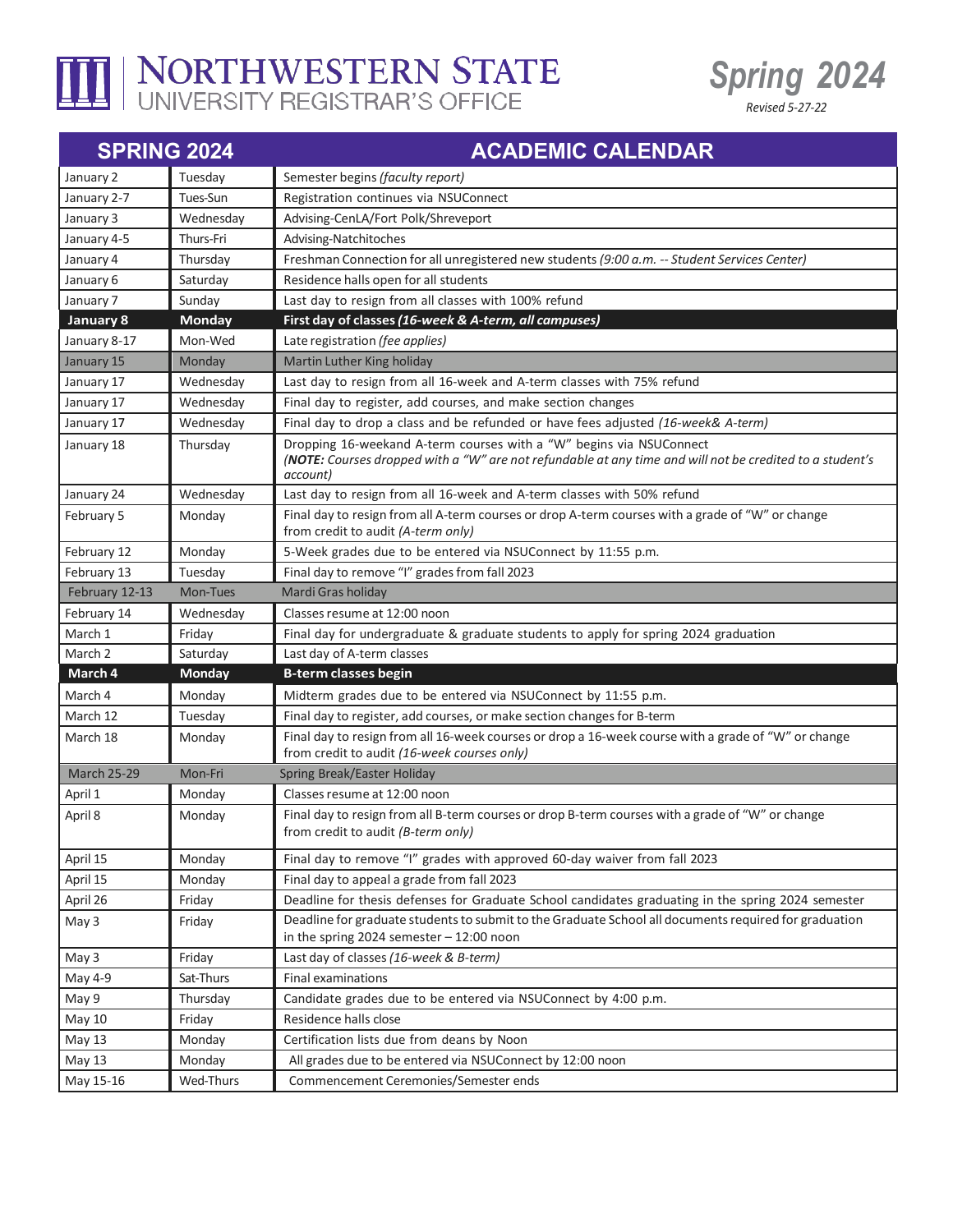# NORTHWESTERN STATE
UNIVERSITY REGISTRAR'S OFFICE

**Spring 2024**
*Revised 5-27-22*

| SPRING 2024 | | ACADEMIC CALENDAR |
|---|---|---|
| January 2 | Tuesday | Semester begins *(faculty report)* |
| January 2-7 | Tues-Sun | Registration continues via NSUConnect |
| January 3 | Wednesday | Advising-CenLA/Fort Polk/Shreveport |
| January 4-5 | Thurs-Fri | Advising-Natchitoches |
| January 4 | Thursday | Freshman Connection for all unregistered new students *(9:00 a.m. -- Student Services Center)* |
| January 6 | Saturday | Residence halls open for all students |
| January 7 | Sunday | Last day to resign from all classes with 100% refund |
| **January 8** | **Monday** | **First day of classes *(16-week & A-term, all campuses)*** |
| January 8-17 | Mon-Wed | Late registration *(fee applies)* |
| January 15 | Monday | Martin Luther King holiday |
| January 17 | Wednesday | Last day to resign from all 16-week and A-term classes with 75% refund |
| January 17 | Wednesday | Final day to register, add courses, and make section changes |
| January 17 | Wednesday | Final day to drop a class and be refunded or have fees adjusted *(16-week& A-term)* |
| January 18 | Thursday | Dropping 16-weekand A-term courses with a "W" begins via NSUConnect *(**NOTE:** Courses dropped with a "W" are not refundable at any time and will not be credited to a student's account)* |
| January 24 | Wednesday | Last day to resign from all 16-week and A-term classes with 50% refund |
| February 5 | Monday | Final day to resign from all A-term courses or drop A-term courses with a grade of "W" or change from credit to audit *(A-term only)* |
| February 12 | Monday | 5-Week grades due to be entered via NSUConnect by 11:55 p.m. |
| February 13 | Tuesday | Final day to remove "I" grades from fall 2023 |
| February 12-13 | Mon-Tues | Mardi Gras holiday |
| February 14 | Wednesday | Classes resume at 12:00 noon |
| March 1 | Friday | Final day for undergraduate & graduate students to apply for spring 2024 graduation |
| March 2 | Saturday | Last day of A-term classes |
| **March 4** | **Monday** | **B-term classes begin** |
| March 4 | Monday | Midterm grades due to be entered via NSUConnect by 11:55 p.m. |
| March 12 | Tuesday | Final day to register, add courses, or make section changes for B-term |
| March 18 | Monday | Final day to resign from all 16-week courses or drop a 16-week course with a grade of "W" or change from credit to audit *(16-week courses only)* |
| March 25-29 | Mon-Fri | Spring Break/Easter Holiday |
| April 1 | Monday | Classes resume at 12:00 noon |
| April 8 | Monday | Final day to resign from all B-term courses or drop B-term courses with a grade of "W" or change from credit to audit *(B-term only)* |
| April 15 | Monday | Final day to remove "I" grades with approved 60-day waiver from fall 2023 |
| April 15 | Monday | Final day to appeal a grade from fall 2023 |
| April 26 | Friday | Deadline for thesis defenses for Graduate School candidates graduating in the spring 2024 semester |
| May 3 | Friday | Deadline for graduate students to submit to the Graduate School all documents required for graduation in the spring 2024 semester – 12:00 noon |
| May 3 | Friday | Last day of classes *(16-week & B-term)* |
| May 4-9 | Sat-Thurs | Final examinations |
| May 9 | Thursday | Candidate grades due to be entered via NSUConnect by 4:00 p.m. |
| May 10 | Friday | Residence halls close |
| May 13 | Monday | Certification lists due from deans by Noon |
| May 13 | Monday | All grades due to be entered via NSUConnect by 12:00 noon |
| May 15-16 | Wed-Thurs | Commencement Ceremonies/Semester ends |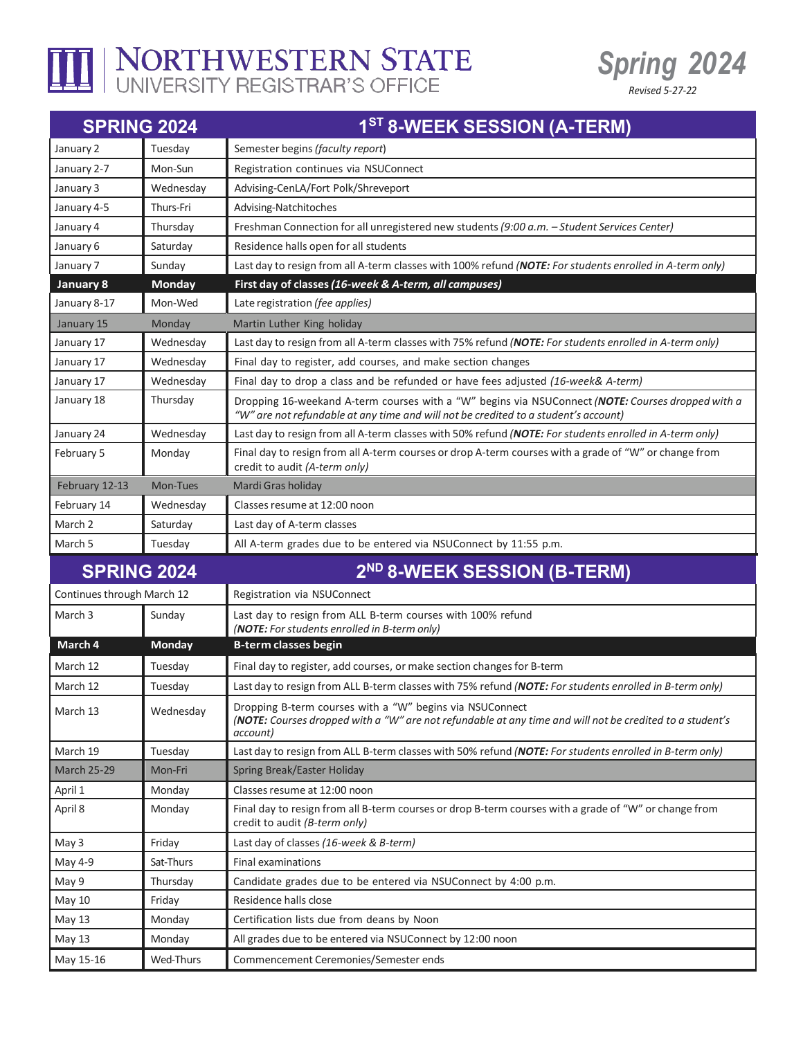# NORTHWESTERN STATE UNIVERSITY REGISTRAR'S OFFICE

## Spring 2024

*Revised 5-27-22*

| SPRING 2024 | | 1ST 8-WEEK SESSION (A-TERM) |
|---|---|---|
| January 2 | Tuesday | Semester begins *(faculty report)* |
| January 2-7 | Mon-Sun | Registration continues via NSUConnect |
| January 3 | Wednesday | Advising-CenLA/Fort Polk/Shreveport |
| January 4-5 | Thurs-Fri | Advising-Natchitoches |
| January 4 | Thursday | Freshman Connection for all unregistered new students *(9:00 a.m. – Student Services Center)* |
| January 6 | Saturday | Residence halls open for all students |
| January 7 | Sunday | Last day to resign from all A-term classes with 100% refund ***(NOTE:** For students enrolled in A-term only)* |
| **January 8** | **Monday** | **First day of classes *(16-week & A-term, all campuses)*** |
| January 8-17 | Mon-Wed | Late registration *(fee applies)* |
| January 15 | Monday | Martin Luther King holiday |
| January 17 | Wednesday | Last day to resign from all A-term classes with 75% refund ***(NOTE:** For students enrolled in A-term only)* |
| January 17 | Wednesday | Final day to register, add courses, and make section changes |
| January 17 | Wednesday | Final day to drop a class and be refunded or have fees adjusted *(16-week& A-term)* |
| January 18 | Thursday | Dropping 16-weekand A-term courses with a "W" begins via NSUConnect ***(NOTE:** Courses dropped with a "W" are not refundable at any time and will not be credited to a student's account)* |
| January 24 | Wednesday | Last day to resign from all A-term classes with 50% refund ***(NOTE:** For students enrolled in A-term only)* |
| February 5 | Monday | Final day to resign from all A-term courses or drop A-term courses with a grade of "W" or change from credit to audit *(A-term only)* |
| February 12-13 | Mon-Tues | Mardi Gras holiday |
| February 14 | Wednesday | Classes resume at 12:00 noon |
| March 2 | Saturday | Last day of A-term classes |
| March 5 | Tuesday | All A-term grades due to be entered via NSUConnect by 11:55 p.m. |

| SPRING 2024 | | 2ND 8-WEEK SESSION (B-TERM) |
|---|---|---|
| Continues through March 12 | | Registration via NSUConnect |
| March 3 | Sunday | Last day to resign from ALL B-term courses with 100% refund ***(NOTE:** For students enrolled in B-term only)* |
| **March 4** | **Monday** | **B-term classes begin** |
| March 12 | Tuesday | Final day to register, add courses, or make section changes for B-term |
| March 12 | Tuesday | Last day to resign from ALL B-term classes with 75% refund ***(NOTE:** For students enrolled in B-term only)* |
| March 13 | Wednesday | Dropping B-term courses with a "W" begins via NSUConnect ***(NOTE:** Courses dropped with a "W" are not refundable at any time and will not be credited to a student's account)* |
| March 19 | Tuesday | Last day to resign from ALL B-term classes with 50% refund ***(NOTE:** For students enrolled in B-term only)* |
| March 25-29 | Mon-Fri | Spring Break/Easter Holiday |
| April 1 | Monday | Classes resume at 12:00 noon |
| April 8 | Monday | Final day to resign from all B-term courses or drop B-term courses with a grade of "W" or change from credit to audit *(B-term only)* |
| May 3 | Friday | Last day of classes *(16-week & B-term)* |
| May 4-9 | Sat-Thurs | Final examinations |
| May 9 | Thursday | Candidate grades due to be entered via NSUConnect by 4:00 p.m. |
| May 10 | Friday | Residence halls close |
| May 13 | Monday | Certification lists due from deans by Noon |
| May 13 | Monday | All grades due to be entered via NSUConnect by 12:00 noon |
| May 15-16 | Wed-Thurs | Commencement Ceremonies/Semester ends |